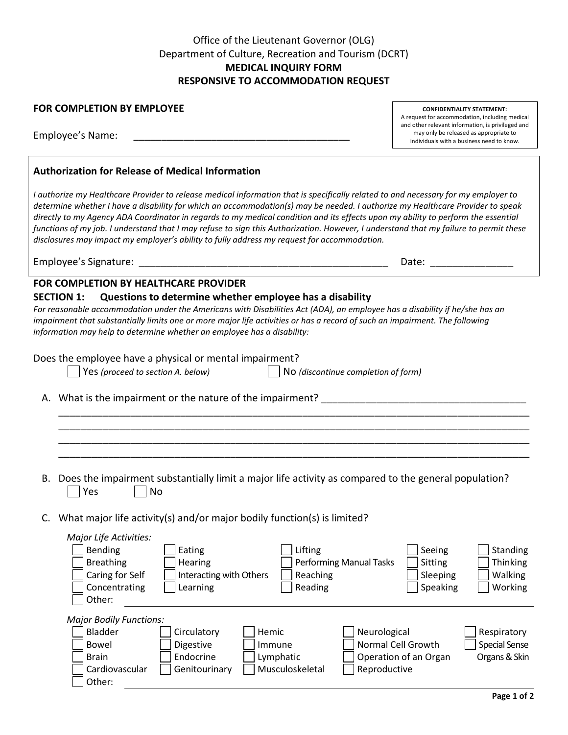Office of the Lieutenant Governor (OLG)
Department of Culture, Recreation and Tourism (DCRT)

**MEDICAL INQUIRY FORM**
**RESPONSIVE TO ACCOMMODATION REQUEST**

**FOR COMPLETION BY EMPLOYEE**

> **CONFIDENTIALITY STATEMENT:**
> A request for accommodation, including medical and other relevant information, is privileged and may only be released as appropriate to individuals with a business need to know.

Employee's Name: ________________________________________

### Authorization for Release of Medical Information

*I authorize my Healthcare Provider to release medical information that is specifically related to and necessary for my employer to determine whether I have a disability for which an accommodation(s) may be needed. I authorize my Healthcare Provider to speak directly to my Agency ADA Coordinator in regards to my medical condition and its effects upon my ability to perform the essential functions of my job. I understand that I may refuse to sign this Authorization. However, I understand that my failure to permit these disclosures may impact my employer's ability to fully address my request for accommodation.*

Employee's Signature: ______________________________________________ Date: _______________

**FOR COMPLETION BY HEALTHCARE PROVIDER**

**SECTION 1: Questions to determine whether employee has a disability**

*For reasonable accommodation under the Americans with Disabilities Act (ADA), an employee has a disability if he/she has an impairment that substantially limits one or more major life activities or has a record of such an impairment. The following information may help to determine whether an employee has a disability:*

Does the employee have a physical or mental impairment?

☐ Yes *(proceed to section A. below)* ☐ No *(discontinue completion of form)*

A. What is the impairment or the nature of the impairment? ______________________________________
_____________________________________________________________________________________
_____________________________________________________________________________________
_____________________________________________________________________________________
_____________________________________________________________________________________

B. Does the impairment substantially limit a major life activity as compared to the general population?
☐ Yes ☐ No

C. What major life activity(s) and/or major bodily function(s) is limited?

*Major Life Activities:*

| | | | | |
|---|---|---|---|---|
| ☐ Bending | ☐ Eating | ☐ Lifting | ☐ Seeing | ☐ Standing |
| ☐ Breathing | ☐ Hearing | ☐ Performing Manual Tasks | ☐ Sitting | ☐ Thinking |
| ☐ Caring for Self | ☐ Interacting with Others | ☐ Reaching | ☐ Sleeping | ☐ Walking |
| ☐ Concentrating | ☐ Learning | ☐ Reading | ☐ Speaking | ☐ Working |

☐ Other: ________________________________________________________________

*Major Bodily Functions:*

| | | | | |
|---|---|---|---|---|
| ☐ Bladder | ☐ Circulatory | ☐ Hemic | ☐ Neurological | ☐ Respiratory |
| ☐ Bowel | ☐ Digestive | ☐ Immune | ☐ Normal Cell Growth | ☐ Special Sense Organs & Skin |
| ☐ Brain | ☐ Endocrine | ☐ Lymphatic | ☐ Operation of an Organ | |
| ☐ Cardiovascular | ☐ Genitourinary | ☐ Musculoskeletal | ☐ Reproductive | |

☐ Other: ________________________________________________________________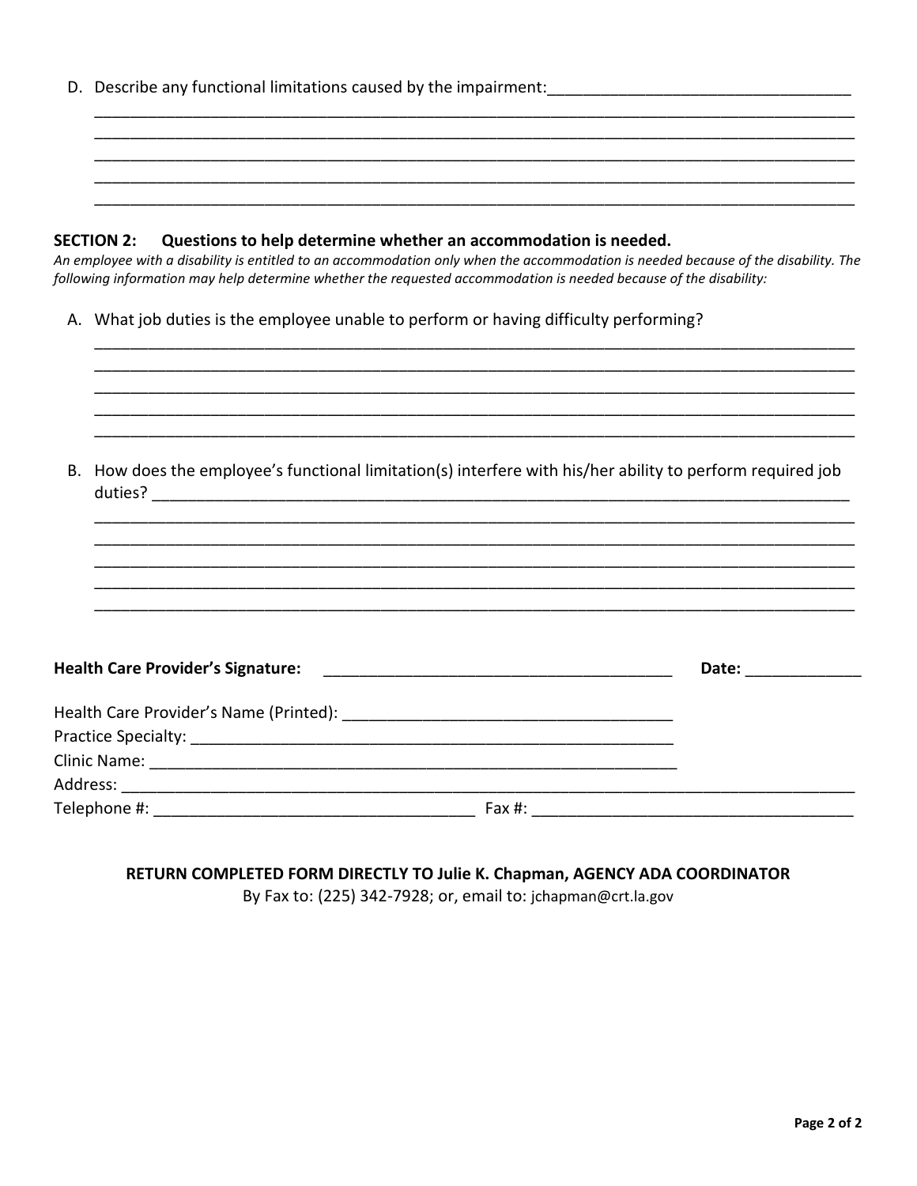D. Describe any functional limitations caused by the impairment:___________________________________

_____________________________________________________________________________________________

_____________________________________________________________________________________________

_____________________________________________________________________________________________

_____________________________________________________________________________________________

_____________________________________________________________________________________________

**SECTION 2: Questions to help determine whether an accommodation is needed.**

*An employee with a disability is entitled to an accommodation only when the accommodation is needed because of the disability. The following information may help determine whether the requested accommodation is needed because of the disability:*

A. What job duties is the employee unable to perform or having difficulty performing?

_____________________________________________________________________________________________

_____________________________________________________________________________________________

_____________________________________________________________________________________________

_____________________________________________________________________________________________

_____________________________________________________________________________________________

B. How does the employee's functional limitation(s) interfere with his/her ability to perform required job duties? ___________________________________________________________________________________

_____________________________________________________________________________________________

_____________________________________________________________________________________________

_____________________________________________________________________________________________

_____________________________________________________________________________________________

_____________________________________________________________________________________________

**Health Care Provider's Signature:** ________________________________________ **Date:** _____________

Health Care Provider's Name (Printed): _____________________________________

Practice Specialty: _________________________________________________________

Clinic Name: ______________________________________________________________

Address: ____________________________________________________________________________________

Telephone #: ___________________________________ Fax #: ___________________________________

**RETURN COMPLETED FORM DIRECTLY TO Julie K. Chapman, AGENCY ADA COORDINATOR**

By Fax to: (225) 342-7928; or, email to: jchapman@crt.la.gov